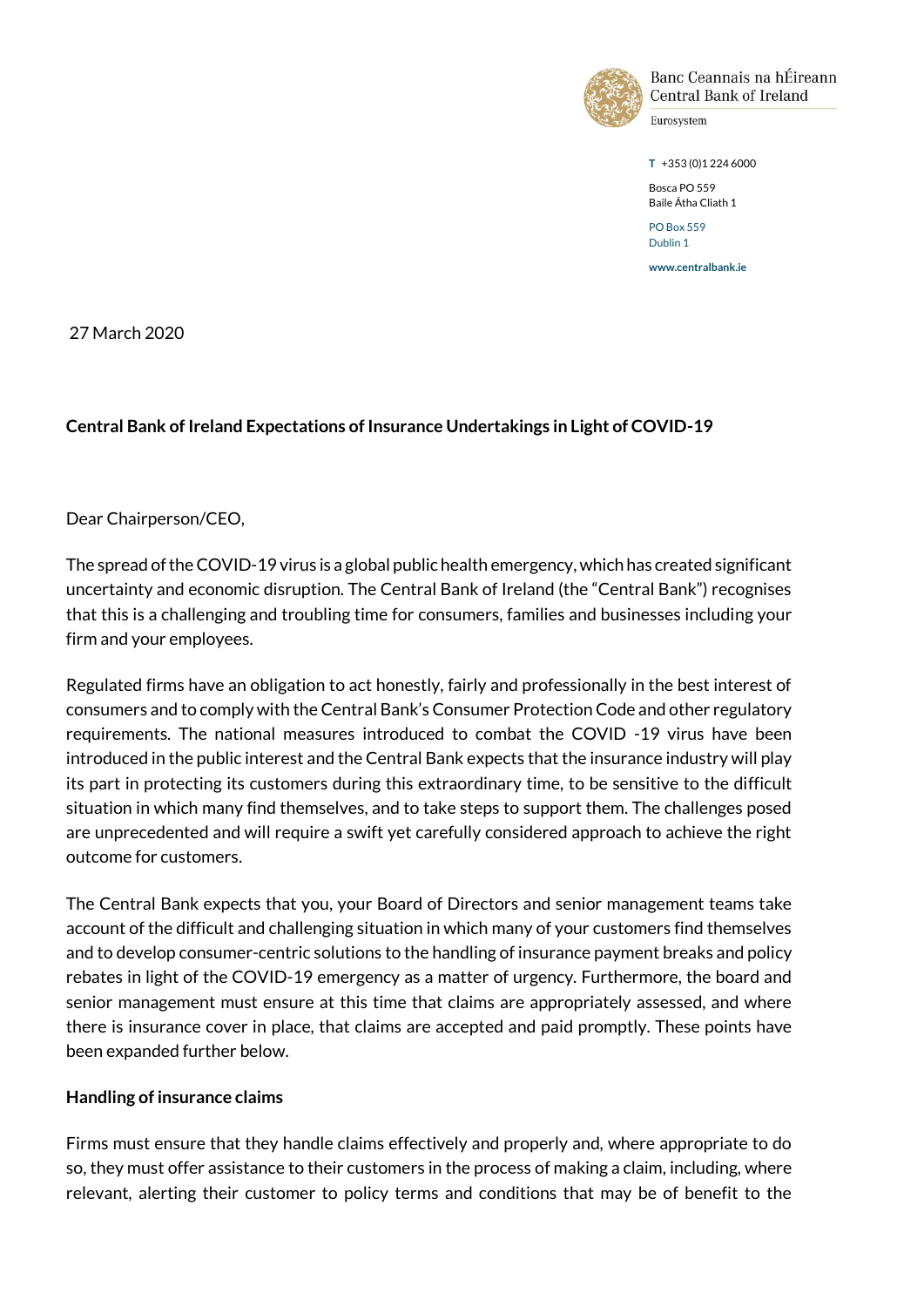Banc Ceannais na hÉireann
Central Bank of Ireland
Eurosystem

T +353 (0)1 224 6000

Bosca PO 559
Baile Átha Cliath 1

PO Box 559
Dublin 1

www.centralbank.ie

27 March 2020

**Central Bank of Ireland Expectations of Insurance Undertakings in Light of COVID-19**

Dear Chairperson/CEO,

The spread of the COVID-19 virus is a global public health emergency, which has created significant uncertainty and economic disruption. The Central Bank of Ireland (the "Central Bank") recognises that this is a challenging and troubling time for consumers, families and businesses including your firm and your employees.

Regulated firms have an obligation to act honestly, fairly and professionally in the best interest of consumers and to comply with the Central Bank's Consumer Protection Code and other regulatory requirements. The national measures introduced to combat the COVID -19 virus have been introduced in the public interest and the Central Bank expects that the insurance industry will play its part in protecting its customers during this extraordinary time, to be sensitive to the difficult situation in which many find themselves, and to take steps to support them. The challenges posed are unprecedented and will require a swift yet carefully considered approach to achieve the right outcome for customers.

The Central Bank expects that you, your Board of Directors and senior management teams take account of the difficult and challenging situation in which many of your customers find themselves and to develop consumer-centric solutions to the handling of insurance payment breaks and policy rebates in light of the COVID-19 emergency as a matter of urgency. Furthermore, the board and senior management must ensure at this time that claims are appropriately assessed, and where there is insurance cover in place, that claims are accepted and paid promptly. These points have been expanded further below.

**Handling of insurance claims**

Firms must ensure that they handle claims effectively and properly and, where appropriate to do so, they must offer assistance to their customers in the process of making a claim, including, where relevant, alerting their customer to policy terms and conditions that may be of benefit to the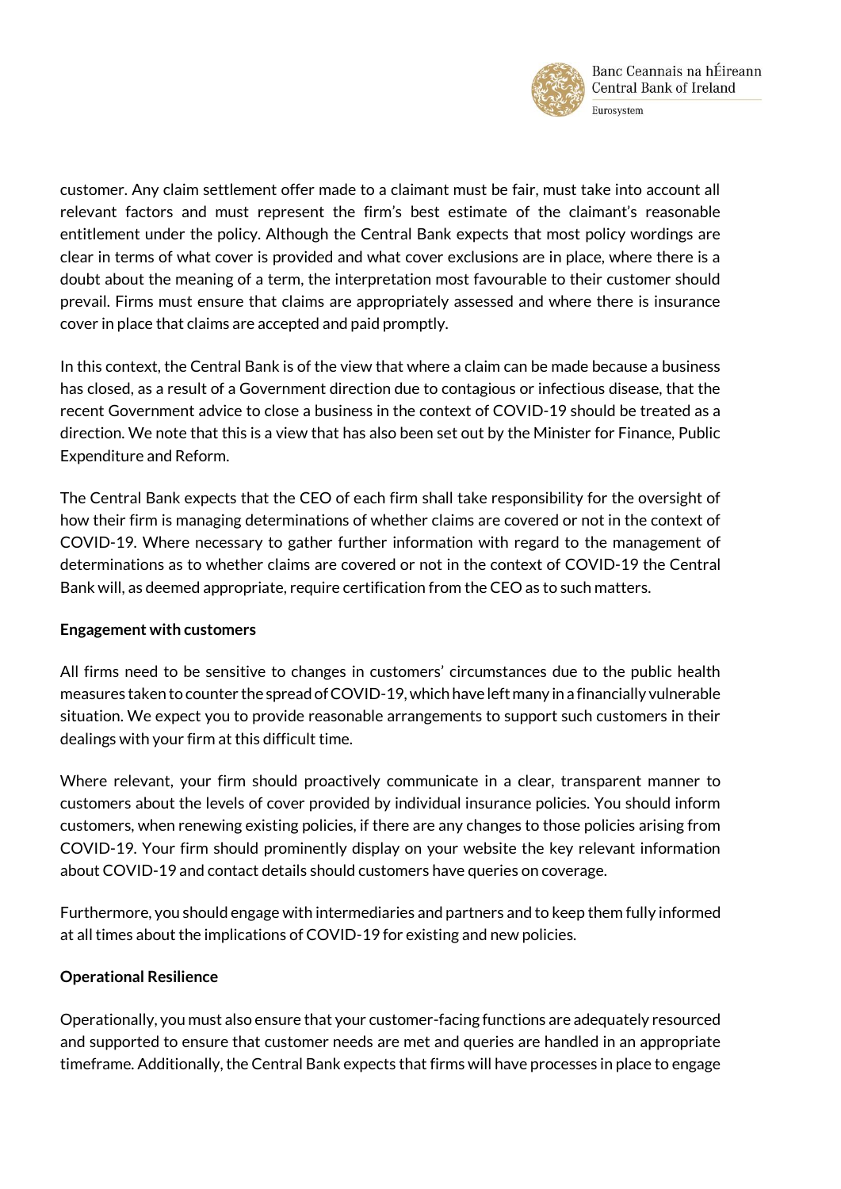customer. Any claim settlement offer made to a claimant must be fair, must take into account all relevant factors and must represent the firm's best estimate of the claimant's reasonable entitlement under the policy. Although the Central Bank expects that most policy wordings are clear in terms of what cover is provided and what cover exclusions are in place, where there is a doubt about the meaning of a term, the interpretation most favourable to their customer should prevail. Firms must ensure that claims are appropriately assessed and where there is insurance cover in place that claims are accepted and paid promptly.

In this context, the Central Bank is of the view that where a claim can be made because a business has closed, as a result of a Government direction due to contagious or infectious disease, that the recent Government advice to close a business in the context of COVID-19 should be treated as a direction. We note that this is a view that has also been set out by the Minister for Finance, Public Expenditure and Reform.

The Central Bank expects that the CEO of each firm shall take responsibility for the oversight of how their firm is managing determinations of whether claims are covered or not in the context of COVID-19. Where necessary to gather further information with regard to the management of determinations as to whether claims are covered or not in the context of COVID-19 the Central Bank will, as deemed appropriate, require certification from the CEO as to such matters.

**Engagement with customers**

All firms need to be sensitive to changes in customers' circumstances due to the public health measures taken to counter the spread of COVID-19, which have left many in a financially vulnerable situation. We expect you to provide reasonable arrangements to support such customers in their dealings with your firm at this difficult time.

Where relevant, your firm should proactively communicate in a clear, transparent manner to customers about the levels of cover provided by individual insurance policies. You should inform customers, when renewing existing policies, if there are any changes to those policies arising from COVID-19. Your firm should prominently display on your website the key relevant information about COVID-19 and contact details should customers have queries on coverage.

Furthermore, you should engage with intermediaries and partners and to keep them fully informed at all times about the implications of COVID-19 for existing and new policies.

**Operational Resilience**

Operationally, you must also ensure that your customer-facing functions are adequately resourced and supported to ensure that customer needs are met and queries are handled in an appropriate timeframe. Additionally, the Central Bank expects that firms will have processes in place to engage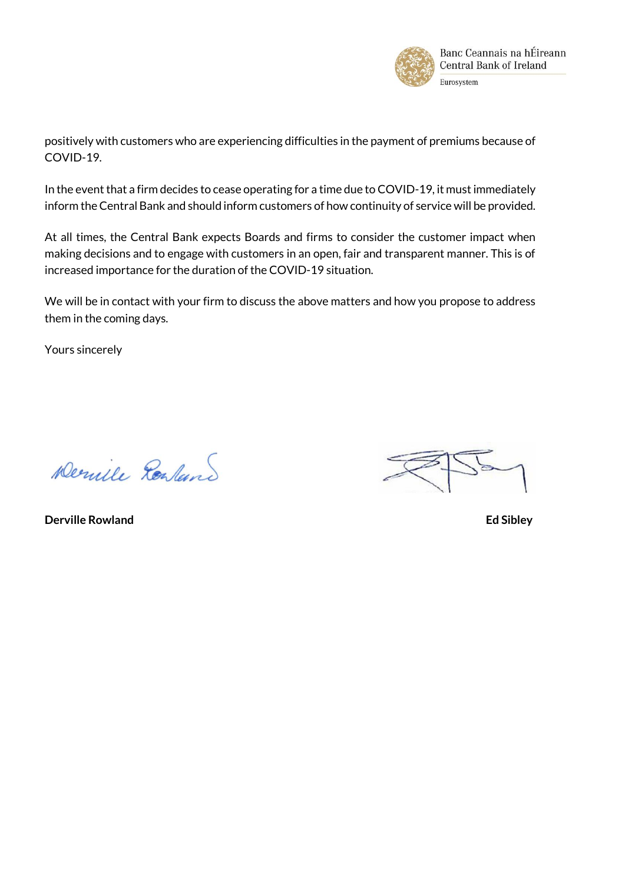positively with customers who are experiencing difficulties in the payment of premiums because of COVID-19.

In the event that a firm decides to cease operating for a time due to COVID-19, it must immediately inform the Central Bank and should inform customers of how continuity of service will be provided.

At all times, the Central Bank expects Boards and firms to consider the customer impact when making decisions and to engage with customers in an open, fair and transparent manner. This is of increased importance for the duration of the COVID-19 situation.

We will be in contact with your firm to discuss the above matters and how you propose to address them in the coming days.

Yours sincerely

**Derville Rowland** **Ed Sibley**